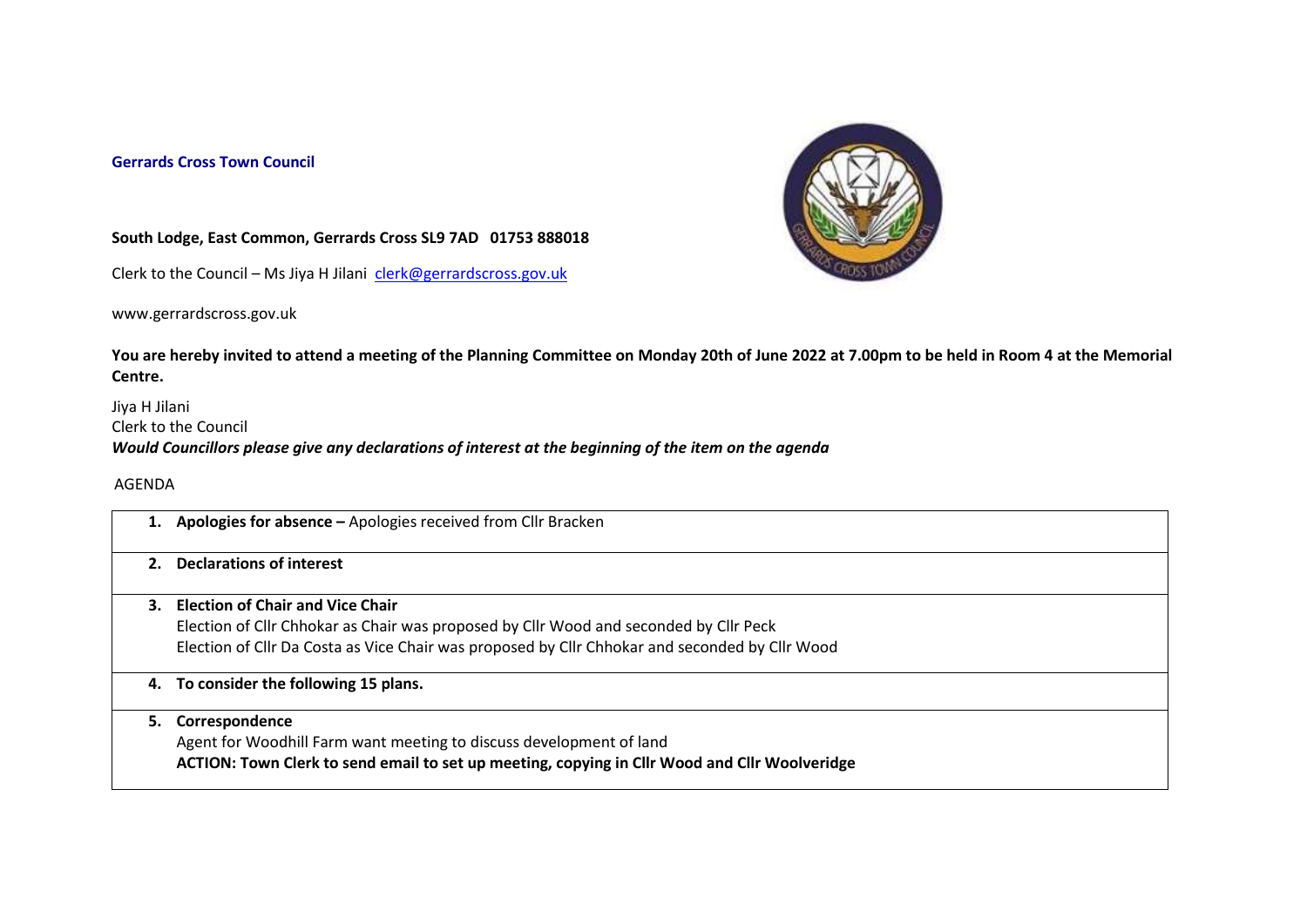**Gerrards Cross Town Council**

**South Lodge, East Common, Gerrards Cross SL9 7AD   01753 888018**

Clerk to the Council – Ms Jiya H Jilani  clerk@gerrardscross.gov.uk

www.gerrardscross.gov.uk

**You are hereby invited to attend a meeting of the Planning Committee on Monday 20th of June 2022 at 7.00pm to be held in Room 4 at the Memorial Centre.**

Jiya H Jilani
Clerk to the Council
***Would Councillors please give any declarations of interest at the beginning of the item on the agenda***

AGENDA

| |
|---|
| **1. Apologies for absence –** Apologies received from Cllr Bracken |
| **2. Declarations of interest** |
| **3. Election of Chair and Vice Chair**<br>Election of Cllr Chhokar as Chair was proposed by Cllr Wood and seconded by Cllr Peck<br>Election of Cllr Da Costa as Vice Chair was proposed by Cllr Chhokar and seconded by Cllr Wood |
| **4. To consider the following 15 plans.** |
| **5. Correspondence**<br>Agent for Woodhill Farm want meeting to discuss development of land<br>**ACTION: Town Clerk to send email to set up meeting, copying in Cllr Wood and Cllr Woolveridge** |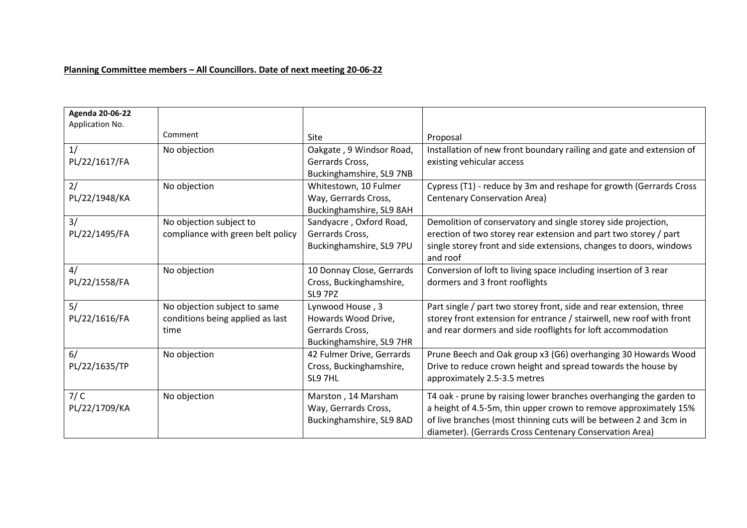**Planning Committee members – All Councillors. Date of next meeting 20-06-22**

| **Agenda 20-06-22** Application No. | Comment | Site | Proposal |
|---|---|---|---|
| 1/ PL/22/1617/FA | No objection | Oakgate , 9 Windsor Road, Gerrards Cross, Buckinghamshire, SL9 7NB | Installation of new front boundary railing and gate and extension of existing vehicular access |
| 2/ PL/22/1948/KA | No objection | Whitestown, 10 Fulmer Way, Gerrards Cross, Buckinghamshire, SL9 8AH | Cypress (T1) - reduce by 3m and reshape for growth (Gerrards Cross Centenary Conservation Area) |
| 3/ PL/22/1495/FA | No objection subject to compliance with green belt policy | Sandyacre , Oxford Road, Gerrards Cross, Buckinghamshire, SL9 7PU | Demolition of conservatory and single storey side projection, erection of two storey rear extension and part two storey / part single storey front and side extensions, changes to doors, windows and roof |
| 4/ PL/22/1558/FA | No objection | 10 Donnay Close, Gerrards Cross, Buckinghamshire, SL9 7PZ | Conversion of loft to living space including insertion of 3 rear dormers and 3 front rooflights |
| 5/ PL/22/1616/FA | No objection subject to same conditions being applied as last time | Lynwood House , 3 Howards Wood Drive, Gerrards Cross, Buckinghamshire, SL9 7HR | Part single / part two storey front, side and rear extension, three storey front extension for entrance / stairwell, new roof with front and rear dormers and side rooflights for loft accommodation |
| 6/ PL/22/1635/TP | No objection | 42 Fulmer Drive, Gerrards Cross, Buckinghamshire, SL9 7HL | Prune Beech and Oak group x3 (G6) overhanging 30 Howards Wood Drive to reduce crown height and spread towards the house by approximately 2.5-3.5 metres |
| 7/ C PL/22/1709/KA | No objection | Marston , 14 Marsham Way, Gerrards Cross, Buckinghamshire, SL9 8AD | T4 oak - prune by raising lower branches overhanging the garden to a height of 4.5-5m, thin upper crown to remove approximately 15% of live branches (most thinning cuts will be between 2 and 3cm in diameter). (Gerrards Cross Centenary Conservation Area) |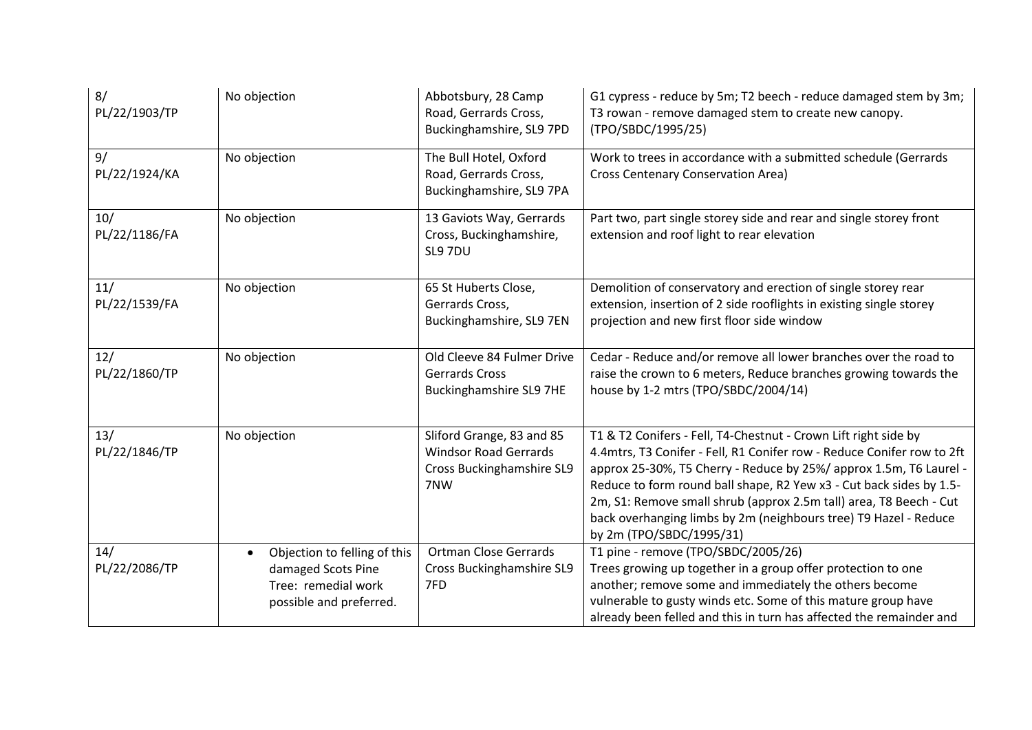| 8/ PL/22/1903/TP | No objection | Abbotsbury, 28 Camp Road, Gerrards Cross, Buckinghamshire, SL9 7PD | G1 cypress - reduce by 5m; T2 beech - reduce damaged stem by 3m; T3 rowan - remove damaged stem to create new canopy. (TPO/SBDC/1995/25) |
|---|---|---|---|
| 9/ PL/22/1924/KA | No objection | The Bull Hotel, Oxford Road, Gerrards Cross, Buckinghamshire, SL9 7PA | Work to trees in accordance with a submitted schedule (Gerrards Cross Centenary Conservation Area) |
| 10/ PL/22/1186/FA | No objection | 13 Gaviots Way, Gerrards Cross, Buckinghamshire, SL9 7DU | Part two, part single storey side and rear and single storey front extension and roof light to rear elevation |
| 11/ PL/22/1539/FA | No objection | 65 St Huberts Close, Gerrards Cross, Buckinghamshire, SL9 7EN | Demolition of conservatory and erection of single storey rear extension, insertion of 2 side rooflights in existing single storey projection and new first floor side window |
| 12/ PL/22/1860/TP | No objection | Old Cleeve 84 Fulmer Drive Gerrards Cross Buckinghamshire SL9 7HE | Cedar - Reduce and/or remove all lower branches over the road to raise the crown to 6 meters, Reduce branches growing towards the house by 1-2 mtrs (TPO/SBDC/2004/14) |
| 13/ PL/22/1846/TP | No objection | Sliford Grange, 83 and 85 Windsor Road Gerrards Cross Buckinghamshire SL9 7NW | T1 & T2 Conifers - Fell, T4-Chestnut - Crown Lift right side by 4.4mtrs, T3 Conifer - Fell, R1 Conifer row - Reduce Conifer row to 2ft approx 25-30%, T5 Cherry - Reduce by 25%/ approx 1.5m, T6 Laurel - Reduce to form round ball shape, R2 Yew x3 - Cut back sides by 1.5-2m, S1: Remove small shrub (approx 2.5m tall) area, T8 Beech - Cut back overhanging limbs by 2m (neighbours tree) T9 Hazel - Reduce by 2m (TPO/SBDC/1995/31) |
| 14/ PL/22/2086/TP | • Objection to felling of this damaged Scots Pine Tree: remedial work possible and preferred. | Ortman Close Gerrards Cross Buckinghamshire SL9 7FD | T1 pine - remove (TPO/SBDC/2005/26) Trees growing up together in a group offer protection to one another; remove some and immediately the others become vulnerable to gusty winds etc. Some of this mature group have already been felled and this in turn has affected the remainder and |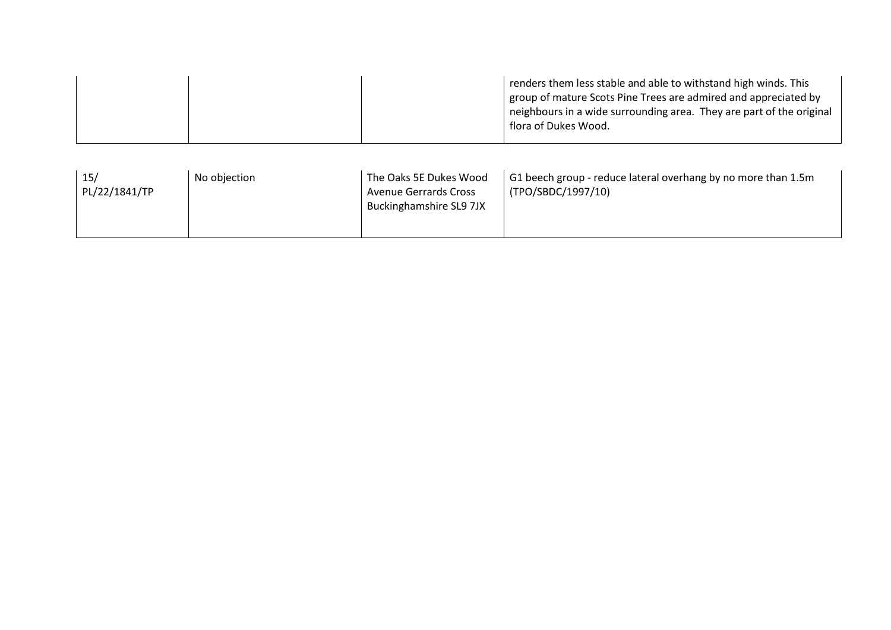| | | | |
|---|---|---|---|
| | | | renders them less stable and able to withstand high winds. This group of mature Scots Pine Trees are admired and appreciated by neighbours in a wide surrounding area. They are part of the original flora of Dukes Wood. |

| | | | |
|---|---|---|---|
| 15/ PL/22/1841/TP | No objection | The Oaks 5E Dukes Wood Avenue Gerrards Cross Buckinghamshire SL9 7JX | G1 beech group - reduce lateral overhang by no more than 1.5m (TPO/SBDC/1997/10) |